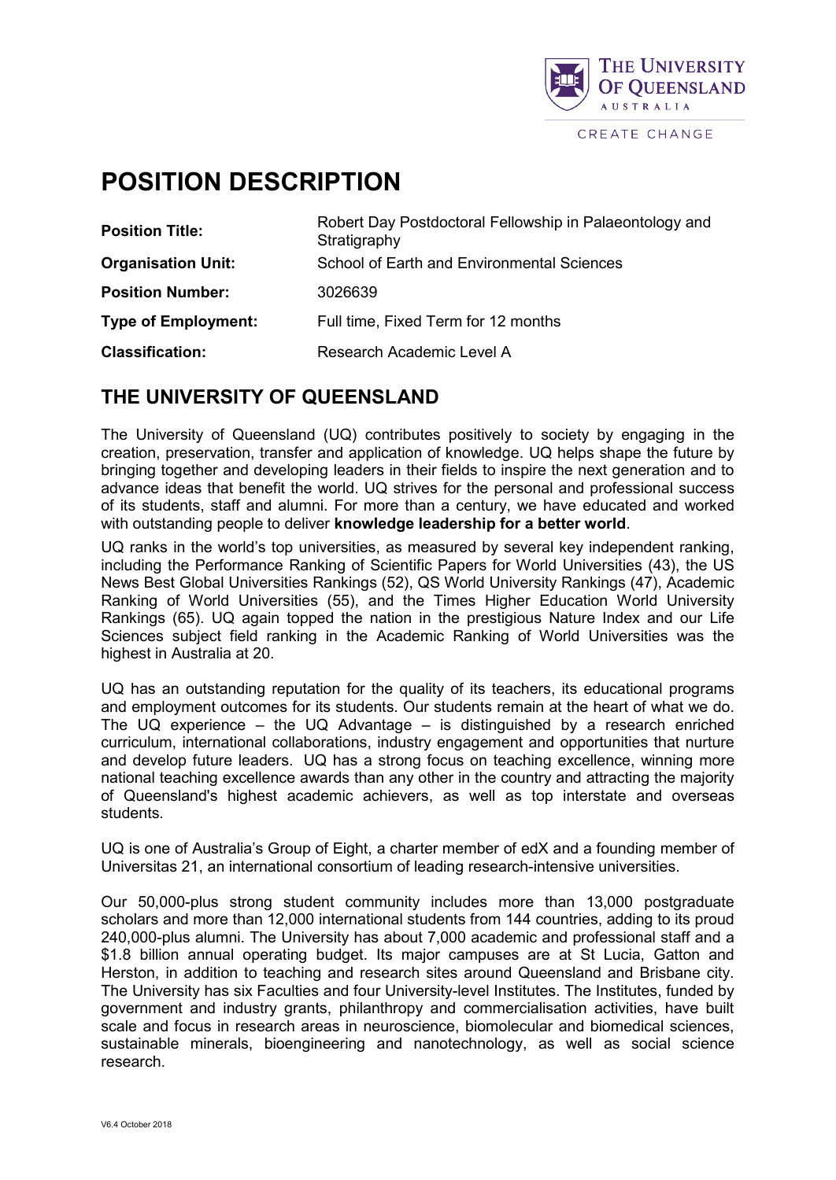# POSITION DESCRIPTION

| | |
|---|---|
| **Position Title:** | Robert Day Postdoctoral Fellowship in Palaeontology and Stratigraphy |
| **Organisation Unit:** | School of Earth and Environmental Sciences |
| **Position Number:** | 3026639 |
| **Type of Employment:** | Full time, Fixed Term for 12 months |
| **Classification:** | Research Academic Level A |

## THE UNIVERSITY OF QUEENSLAND

The University of Queensland (UQ) contributes positively to society by engaging in the creation, preservation, transfer and application of knowledge. UQ helps shape the future by bringing together and developing leaders in their fields to inspire the next generation and to advance ideas that benefit the world. UQ strives for the personal and professional success of its students, staff and alumni. For more than a century, we have educated and worked with outstanding people to deliver **knowledge leadership for a better world**.

UQ ranks in the world's top universities, as measured by several key independent ranking, including the Performance Ranking of Scientific Papers for World Universities (43), the US News Best Global Universities Rankings (52), QS World University Rankings (47), Academic Ranking of World Universities (55), and the Times Higher Education World University Rankings (65). UQ again topped the nation in the prestigious Nature Index and our Life Sciences subject field ranking in the Academic Ranking of World Universities was the highest in Australia at 20.

UQ has an outstanding reputation for the quality of its teachers, its educational programs and employment outcomes for its students. Our students remain at the heart of what we do. The UQ experience – the UQ Advantage – is distinguished by a research enriched curriculum, international collaborations, industry engagement and opportunities that nurture and develop future leaders. UQ has a strong focus on teaching excellence, winning more national teaching excellence awards than any other in the country and attracting the majority of Queensland's highest academic achievers, as well as top interstate and overseas students.

UQ is one of Australia's Group of Eight, a charter member of edX and a founding member of Universitas 21, an international consortium of leading research-intensive universities.

Our 50,000-plus strong student community includes more than 13,000 postgraduate scholars and more than 12,000 international students from 144 countries, adding to its proud 240,000-plus alumni. The University has about 7,000 academic and professional staff and a $1.8 billion annual operating budget. Its major campuses are at St Lucia, Gatton and Herston, in addition to teaching and research sites around Queensland and Brisbane city. The University has six Faculties and four University-level Institutes. The Institutes, funded by government and industry grants, philanthropy and commercialisation activities, have built scale and focus in research areas in neuroscience, biomolecular and biomedical sciences, sustainable minerals, bioengineering and nanotechnology, as well as social science research.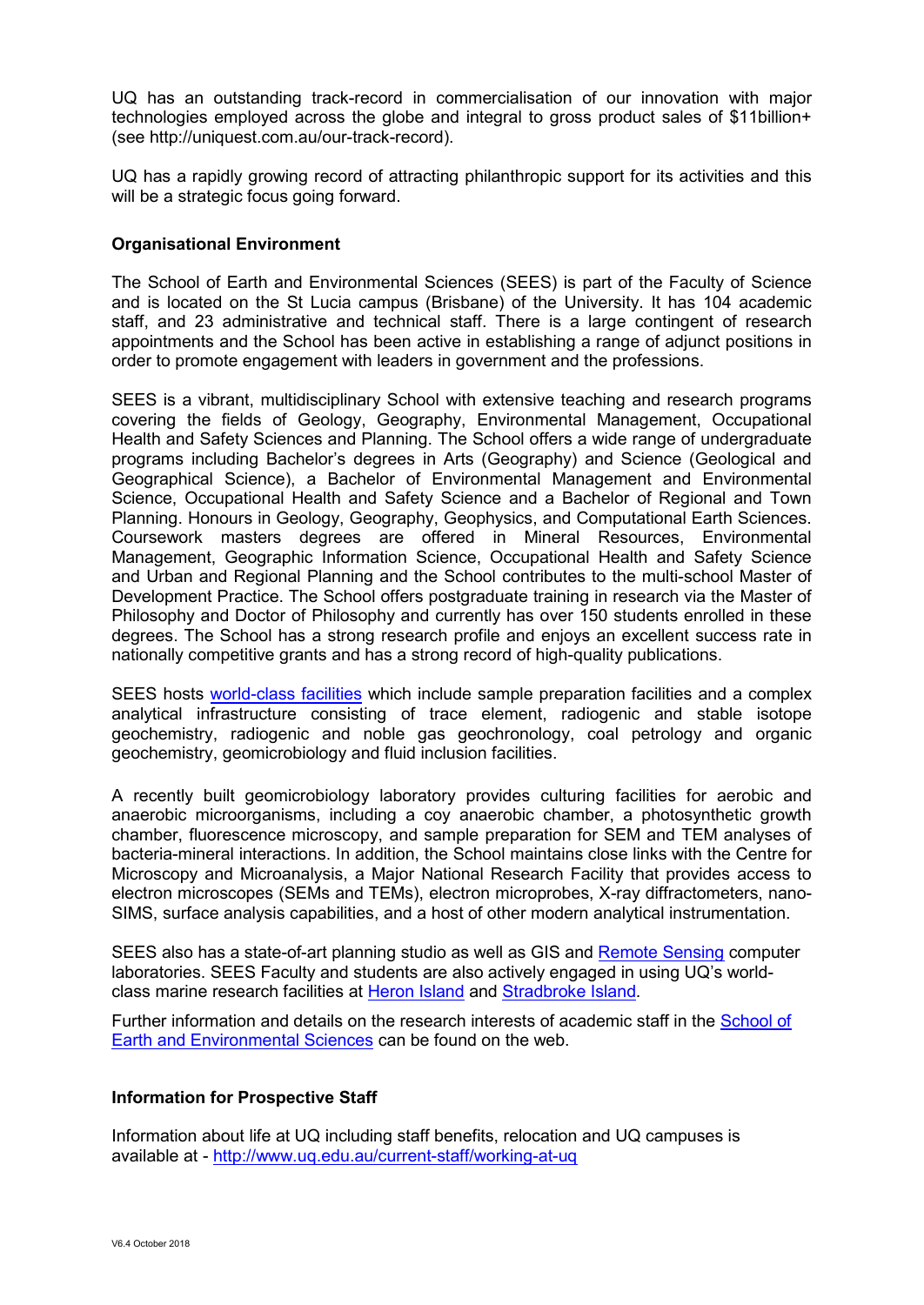UQ has an outstanding track-record in commercialisation of our innovation with major technologies employed across the globe and integral to gross product sales of $11billion+ (see http://uniquest.com.au/our-track-record).

UQ has a rapidly growing record of attracting philanthropic support for its activities and this will be a strategic focus going forward.

**Organisational Environment**

The School of Earth and Environmental Sciences (SEES) is part of the Faculty of Science and is located on the St Lucia campus (Brisbane) of the University. It has 104 academic staff, and 23 administrative and technical staff. There is a large contingent of research appointments and the School has been active in establishing a range of adjunct positions in order to promote engagement with leaders in government and the professions.

SEES is a vibrant, multidisciplinary School with extensive teaching and research programs covering the fields of Geology, Geography, Environmental Management, Occupational Health and Safety Sciences and Planning. The School offers a wide range of undergraduate programs including Bachelor's degrees in Arts (Geography) and Science (Geological and Geographical Science), a Bachelor of Environmental Management and Environmental Science, Occupational Health and Safety Science and a Bachelor of Regional and Town Planning. Honours in Geology, Geography, Geophysics, and Computational Earth Sciences. Coursework masters degrees are offered in Mineral Resources, Environmental Management, Geographic Information Science, Occupational Health and Safety Science and Urban and Regional Planning and the School contributes to the multi-school Master of Development Practice. The School offers postgraduate training in research via the Master of Philosophy and Doctor of Philosophy and currently has over 150 students enrolled in these degrees. The School has a strong research profile and enjoys an excellent success rate in nationally competitive grants and has a strong record of high-quality publications.

SEES hosts [world-class facilities](#) which include sample preparation facilities and a complex analytical infrastructure consisting of trace element, radiogenic and stable isotope geochemistry, radiogenic and noble gas geochronology, coal petrology and organic geochemistry, geomicrobiology and fluid inclusion facilities.

A recently built geomicrobiology laboratory provides culturing facilities for aerobic and anaerobic microorganisms, including a coy anaerobic chamber, a photosynthetic growth chamber, fluorescence microscopy, and sample preparation for SEM and TEM analyses of bacteria-mineral interactions. In addition, the School maintains close links with the Centre for Microscopy and Microanalysis, a Major National Research Facility that provides access to electron microscopes (SEMs and TEMs), electron microprobes, X-ray diffractometers, nano-SIMS, surface analysis capabilities, and a host of other modern analytical instrumentation.

SEES also has a state-of-art planning studio as well as GIS and [Remote Sensing](#) computer laboratories. SEES Faculty and students are also actively engaged in using UQ's world-class marine research facilities at [Heron Island](#) and [Stradbroke Island](#).

Further information and details on the research interests of academic staff in the [School of Earth and Environmental Sciences](#) can be found on the web.

**Information for Prospective Staff**

Information about life at UQ including staff benefits, relocation and UQ campuses is available at - http://www.uq.edu.au/current-staff/working-at-uq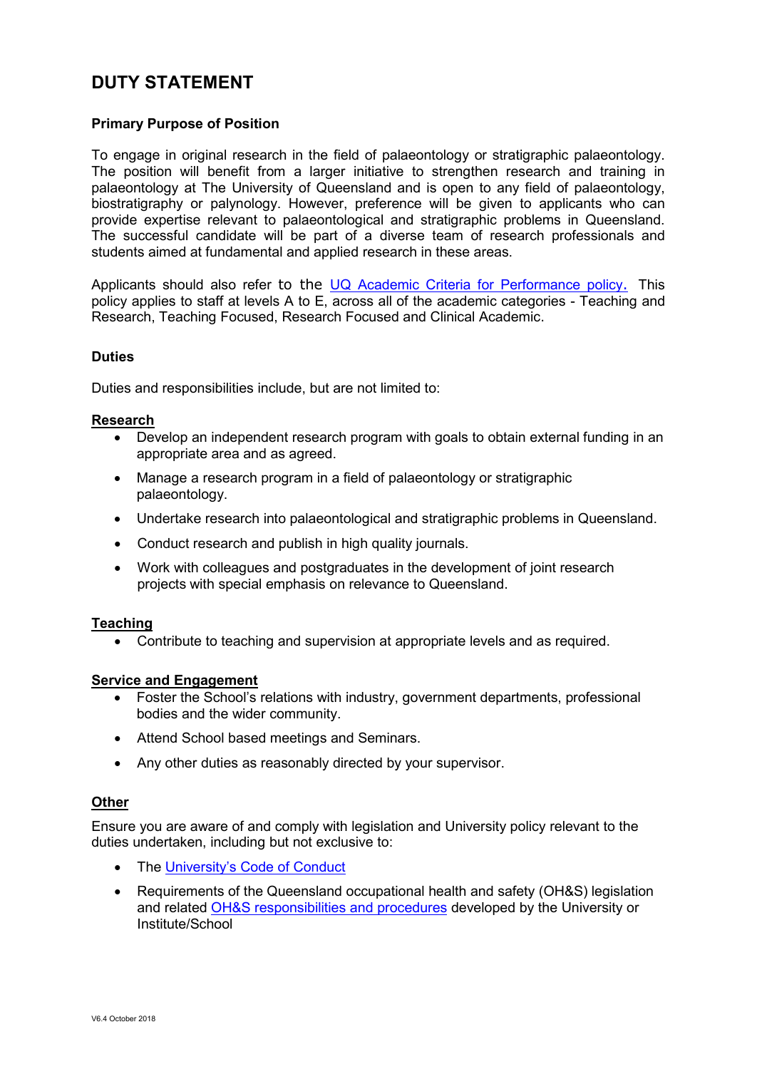# DUTY STATEMENT

**Primary Purpose of Position**

To engage in original research in the field of palaeontology or stratigraphic palaeontology. The position will benefit from a larger initiative to strengthen research and training in palaeontology at The University of Queensland and is open to any field of palaeontology, biostratigraphy or palynology. However, preference will be given to applicants who can provide expertise relevant to palaeontological and stratigraphic problems in Queensland. The successful candidate will be part of a diverse team of research professionals and students aimed at fundamental and applied research in these areas.

Applicants should also refer to the UQ Academic Criteria for Performance policy. This policy applies to staff at levels A to E, across all of the academic categories - Teaching and Research, Teaching Focused, Research Focused and Clinical Academic.

**Duties**

Duties and responsibilities include, but are not limited to:

**Research**

- Develop an independent research program with goals to obtain external funding in an appropriate area and as agreed.
- Manage a research program in a field of palaeontology or stratigraphic palaeontology.
- Undertake research into palaeontological and stratigraphic problems in Queensland.
- Conduct research and publish in high quality journals.
- Work with colleagues and postgraduates in the development of joint research projects with special emphasis on relevance to Queensland.

**Teaching**

- Contribute to teaching and supervision at appropriate levels and as required.

**Service and Engagement**

- Foster the School's relations with industry, government departments, professional bodies and the wider community.
- Attend School based meetings and Seminars.
- Any other duties as reasonably directed by your supervisor.

**Other**

Ensure you are aware of and comply with legislation and University policy relevant to the duties undertaken, including but not exclusive to:

- The University's Code of Conduct
- Requirements of the Queensland occupational health and safety (OH&S) legislation and related OH&S responsibilities and procedures developed by the University or Institute/School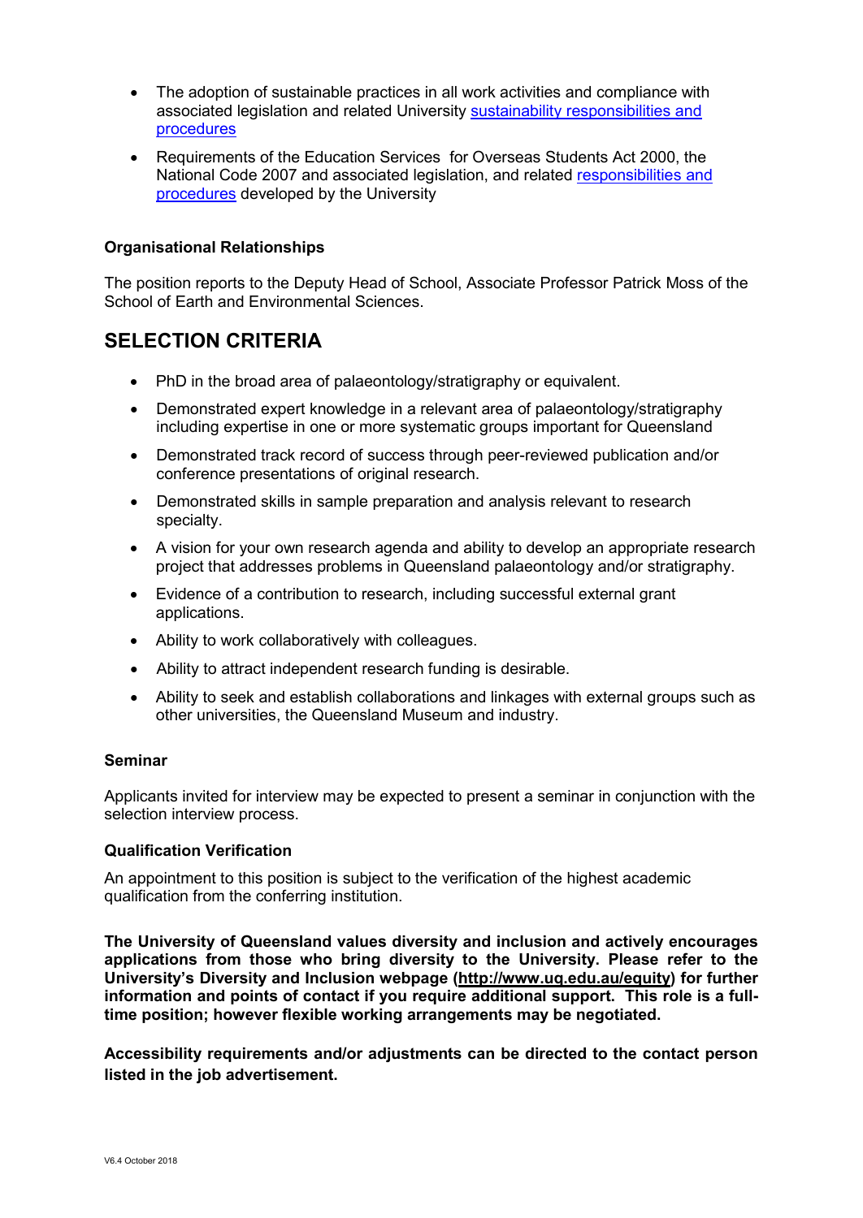- The adoption of sustainable practices in all work activities and compliance with associated legislation and related University [sustainability responsibilities and procedures]
- Requirements of the Education Services for Overseas Students Act 2000, the National Code 2007 and associated legislation, and related [responsibilities and procedures] developed by the University

**Organisational Relationships**

The position reports to the Deputy Head of School, Associate Professor Patrick Moss of the School of Earth and Environmental Sciences.

## SELECTION CRITERIA

- PhD in the broad area of palaeontology/stratigraphy or equivalent.
- Demonstrated expert knowledge in a relevant area of palaeontology/stratigraphy including expertise in one or more systematic groups important for Queensland
- Demonstrated track record of success through peer-reviewed publication and/or conference presentations of original research.
- Demonstrated skills in sample preparation and analysis relevant to research specialty.
- A vision for your own research agenda and ability to develop an appropriate research project that addresses problems in Queensland palaeontology and/or stratigraphy.
- Evidence of a contribution to research, including successful external grant applications.
- Ability to work collaboratively with colleagues.
- Ability to attract independent research funding is desirable.
- Ability to seek and establish collaborations and linkages with external groups such as other universities, the Queensland Museum and industry.

**Seminar**

Applicants invited for interview may be expected to present a seminar in conjunction with the selection interview process.

**Qualification Verification**

An appointment to this position is subject to the verification of the highest academic qualification from the conferring institution.

**The University of Queensland values diversity and inclusion and actively encourages applications from those who bring diversity to the University. Please refer to the University's Diversity and Inclusion webpage (http://www.uq.edu.au/equity) for further information and points of contact if you require additional support. This role is a full-time position; however flexible working arrangements may be negotiated.**

**Accessibility requirements and/or adjustments can be directed to the contact person listed in the job advertisement.**